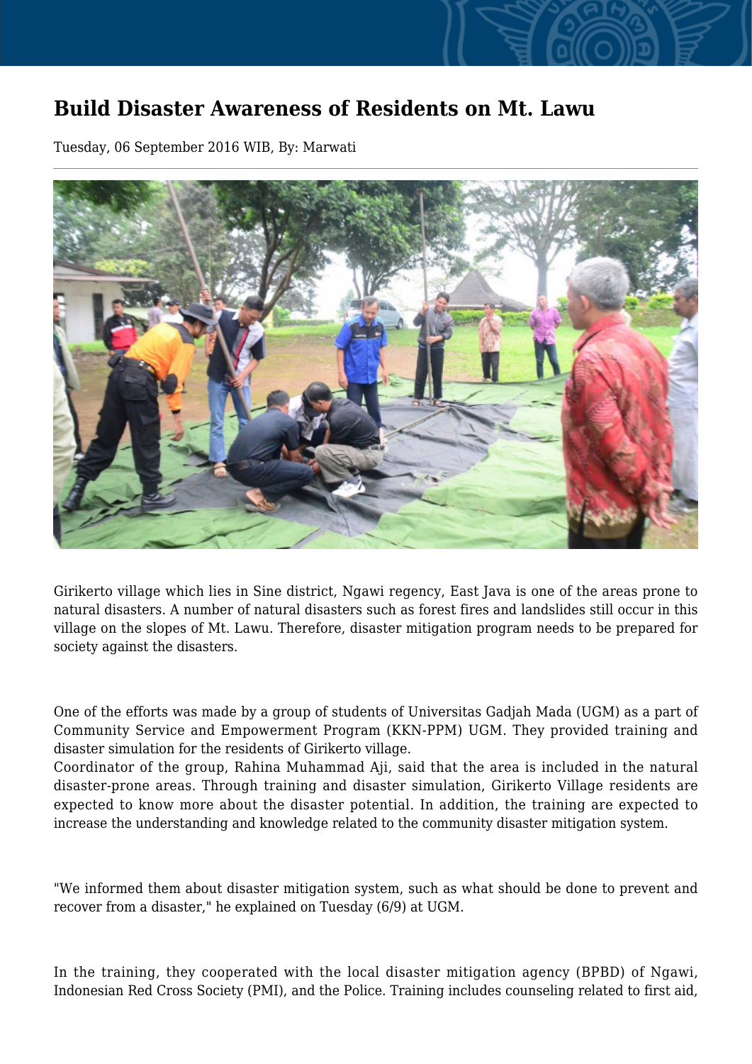# Build Disaster Awareness of Residents on Mt. Lawu

Tuesday, 06 September 2016 WIB, By: Marwati

Girikerto village which lies in Sine district, Ngawi regency, East Java is one of the areas prone to natural disasters. A number of natural disasters such as forest fires and landslides still occur in this village on the slopes of Mt. Lawu. Therefore, disaster mitigation program needs to be prepared for society against the disasters.

One of the efforts was made by a group of students of Universitas Gadjah Mada (UGM) as a part of Community Service and Empowerment Program (KKN-PPM) UGM. They provided training and disaster simulation for the residents of Girikerto village.

Coordinator of the group, Rahina Muhammad Aji, said that the area is included in the natural disaster-prone areas. Through training and disaster simulation, Girikerto Village residents are expected to know more about the disaster potential. In addition, the training are expected to increase the understanding and knowledge related to the community disaster mitigation system.

"We informed them about disaster mitigation system, such as what should be done to prevent and recover from a disaster," he explained on Tuesday (6/9) at UGM.

In the training, they cooperated with the local disaster mitigation agency (BPBD) of Ngawi, Indonesian Red Cross Society (PMI), and the Police. Training includes counseling related to first aid,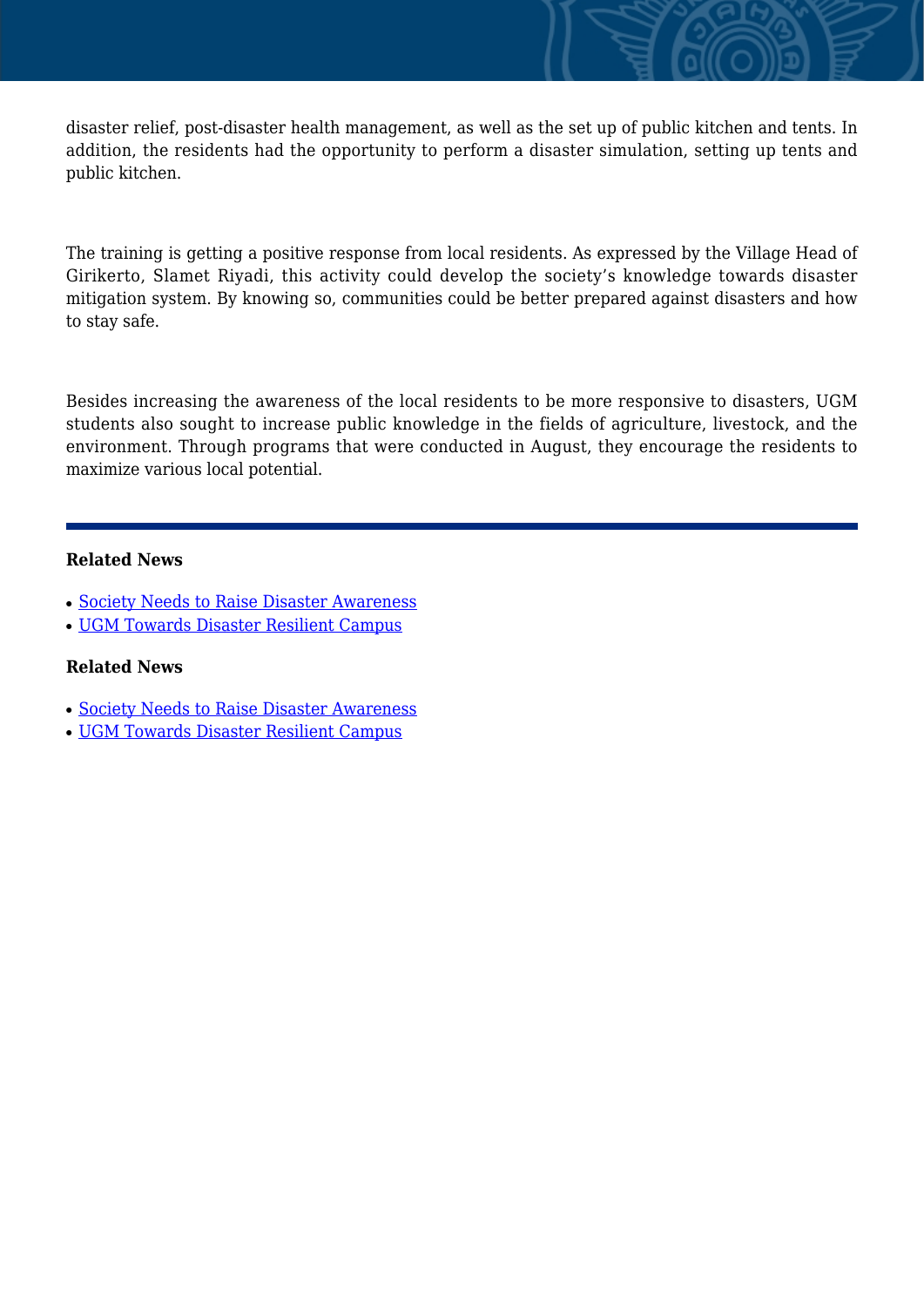disaster relief, post-disaster health management, as well as the set up of public kitchen and tents. In addition, the residents had the opportunity to perform a disaster simulation, setting up tents and public kitchen.

The training is getting a positive response from local residents. As expressed by the Village Head of Girikerto, Slamet Riyadi, this activity could develop the society's knowledge towards disaster mitigation system. By knowing so, communities could be better prepared against disasters and how to stay safe.

Besides increasing the awareness of the local residents to be more responsive to disasters, UGM students also sought to increase public knowledge in the fields of agriculture, livestock, and the environment. Through programs that were conducted in August, they encourage the residents to maximize various local potential.

---

**Related News**

- Society Needs to Raise Disaster Awareness
- UGM Towards Disaster Resilient Campus

**Related News**

- Society Needs to Raise Disaster Awareness
- UGM Towards Disaster Resilient Campus